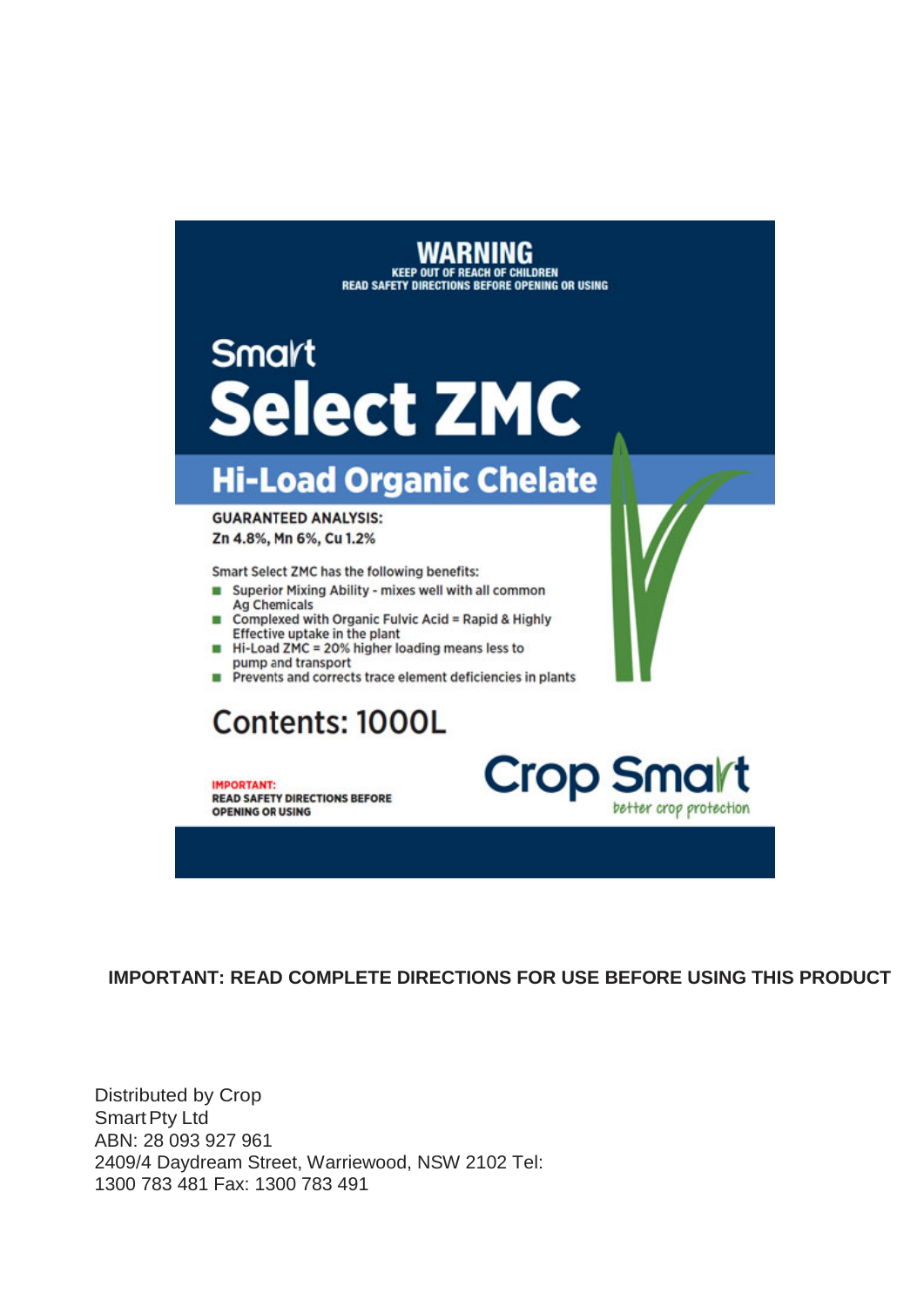# WARNING

**KEEP OUT OF REACH OF CHILDREN**
**READ SAFETY DIRECTIONS BEFORE OPENING OR USING**

Smart

# Select ZMC

## Hi-Load Organic Chelate

**GUARANTEED ANALYSIS:**
**Zn 4.8%, Mn 6%, Cu 1.2%**

Smart Select ZMC has the following benefits:

- Superior Mixing Ability - mixes well with all common Ag Chemicals
- Complexed with Organic Fulvic Acid = Rapid & Highly Effective uptake in the plant
- Hi-Load ZMC = 20% higher loading means less to pump and transport
- Prevents and corrects trace element deficiencies in plants

## Contents: 1000L

**IMPORTANT:**
**READ SAFETY DIRECTIONS BEFORE OPENING OR USING**

Crop Smart
better crop protection

**IMPORTANT: READ COMPLETE DIRECTIONS FOR USE BEFORE USING THIS PRODUCT**

Distributed by Crop Smart Pty Ltd
ABN: 28 093 927 961
2409/4 Daydream Street, Warriewood, NSW 2102 Tel: 1300 783 481 Fax: 1300 783 491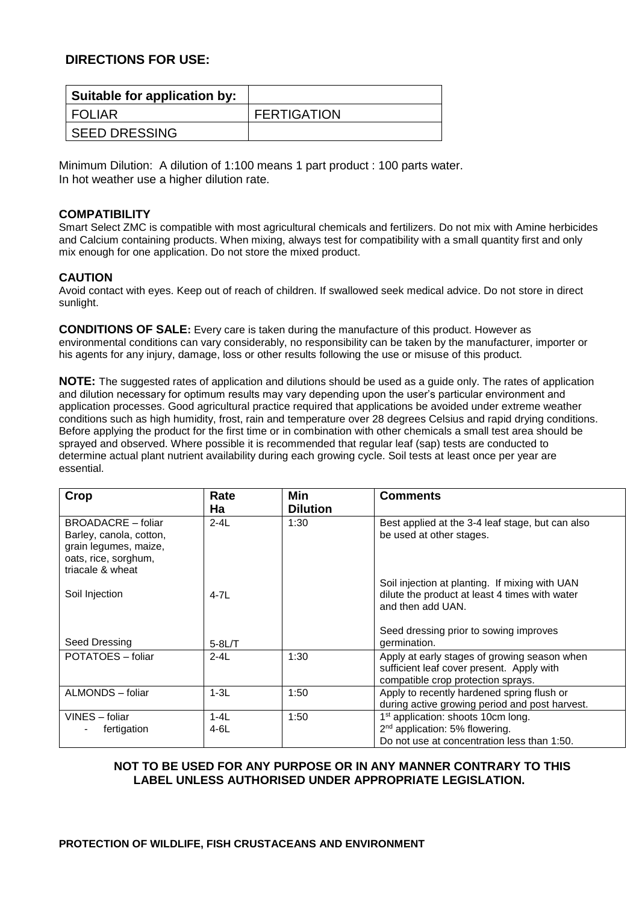## DIRECTIONS FOR USE:

| Suitable for application by: | |
|---|---|
| FOLIAR | FERTIGATION |
| SEED DRESSING | |

Minimum Dilution: A dilution of 1:100 means 1 part product : 100 parts water.
In hot weather use a higher dilution rate.

### COMPATIBILITY

Smart Select ZMC is compatible with most agricultural chemicals and fertilizers. Do not mix with Amine herbicides and Calcium containing products. When mixing, always test for compatibility with a small quantity first and only mix enough for one application. Do not store the mixed product.

### CAUTION

Avoid contact with eyes. Keep out of reach of children. If swallowed seek medical advice. Do not store in direct sunlight.

**CONDITIONS OF SALE:** Every care is taken during the manufacture of this product. However as environmental conditions can vary considerably, no responsibility can be taken by the manufacturer, importer or his agents for any injury, damage, loss or other results following the use or misuse of this product.

**NOTE:** The suggested rates of application and dilutions should be used as a guide only. The rates of application and dilution necessary for optimum results may vary depending upon the user's particular environment and application processes. Good agricultural practice required that applications be avoided under extreme weather conditions such as high humidity, frost, rain and temperature over 28 degrees Celsius and rapid drying conditions. Before applying the product for the first time or in combination with other chemicals a small test area should be sprayed and observed. Where possible it is recommended that regular leaf (sap) tests are conducted to determine actual plant nutrient availability during each growing cycle. Soil tests at least once per year are essential.

| Crop | Rate Ha | Min Dilution | Comments |
|---|---|---|---|
| BROADACRE – foliar Barley, canola, cotton, grain legumes, maize, oats, rice, sorghum, triacale & wheat | 2-4L | 1:30 | Best applied at the 3-4 leaf stage, but can also be used at other stages. |
| Soil Injection | 4-7L | | Soil injection at planting. If mixing with UAN dilute the product at least 4 times with water and then add UAN. |
| Seed Dressing | 5-8L/T | | Seed dressing prior to sowing improves germination. |
| POTATOES – foliar | 2-4L | 1:30 | Apply at early stages of growing season when sufficient leaf cover present. Apply with compatible crop protection sprays. |
| ALMONDS – foliar | 1-3L | 1:50 | Apply to recently hardened spring flush or during active growing period and post harvest. |
| VINES – foliar<br>- fertigation | 1-4L<br>4-6L | 1:50 | 1st application: shoots 10cm long.<br>2nd application: 5% flowering.<br>Do not use at concentration less than 1:50. |

**NOT TO BE USED FOR ANY PURPOSE OR IN ANY MANNER CONTRARY TO THIS LABEL UNLESS AUTHORISED UNDER APPROPRIATE LEGISLATION.**

**PROTECTION OF WILDLIFE, FISH CRUSTACEANS AND ENVIRONMENT**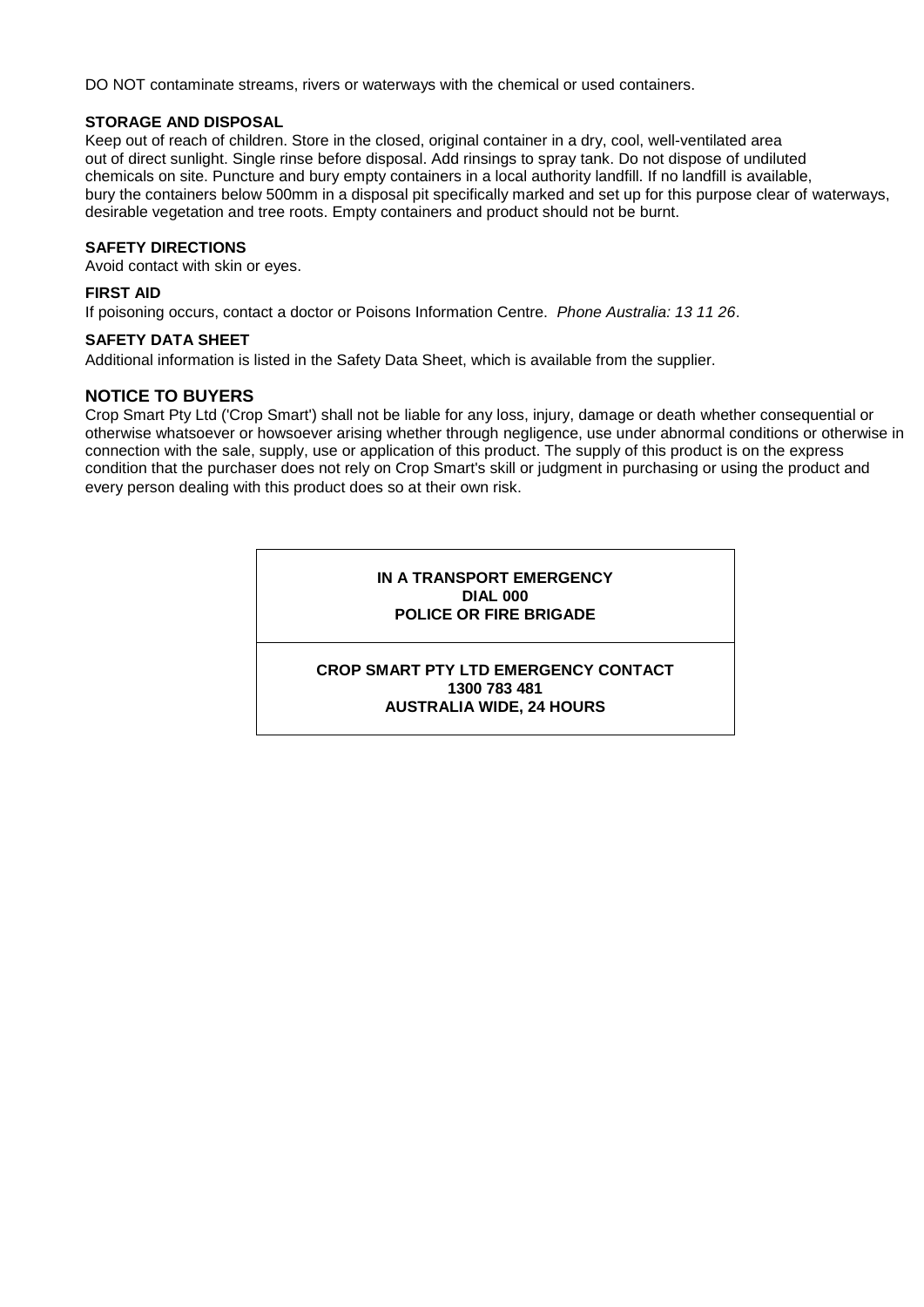DO NOT contaminate streams, rivers or waterways with the chemical or used containers.

**STORAGE AND DISPOSAL**

Keep out of reach of children. Store in the closed, original container in a dry, cool, well-ventilated area out of direct sunlight. Single rinse before disposal. Add rinsings to spray tank. Do not dispose of undiluted chemicals on site. Puncture and bury empty containers in a local authority landfill. If no landfill is available, bury the containers below 500mm in a disposal pit specifically marked and set up for this purpose clear of waterways, desirable vegetation and tree roots. Empty containers and product should not be burnt.

**SAFETY DIRECTIONS**

Avoid contact with skin or eyes.

**FIRST AID**

If poisoning occurs, contact a doctor or Poisons Information Centre. *Phone Australia: 13 11 26*.

**SAFETY DATA SHEET**

Additional information is listed in the Safety Data Sheet, which is available from the supplier.

## NOTICE TO BUYERS

Crop Smart Pty Ltd ('Crop Smart') shall not be liable for any loss, injury, damage or death whether consequential or otherwise whatsoever or howsoever arising whether through negligence, use under abnormal conditions or otherwise in connection with the sale, supply, use or application of this product. The supply of this product is on the express condition that the purchaser does not rely on Crop Smart's skill or judgment in purchasing or using the product and every person dealing with this product does so at their own risk.

**IN A TRANSPORT EMERGENCY**
**DIAL 000**
**POLICE OR FIRE BRIGADE**

**CROP SMART PTY LTD EMERGENCY CONTACT**
**1300 783 481**
**AUSTRALIA WIDE, 24 HOURS**